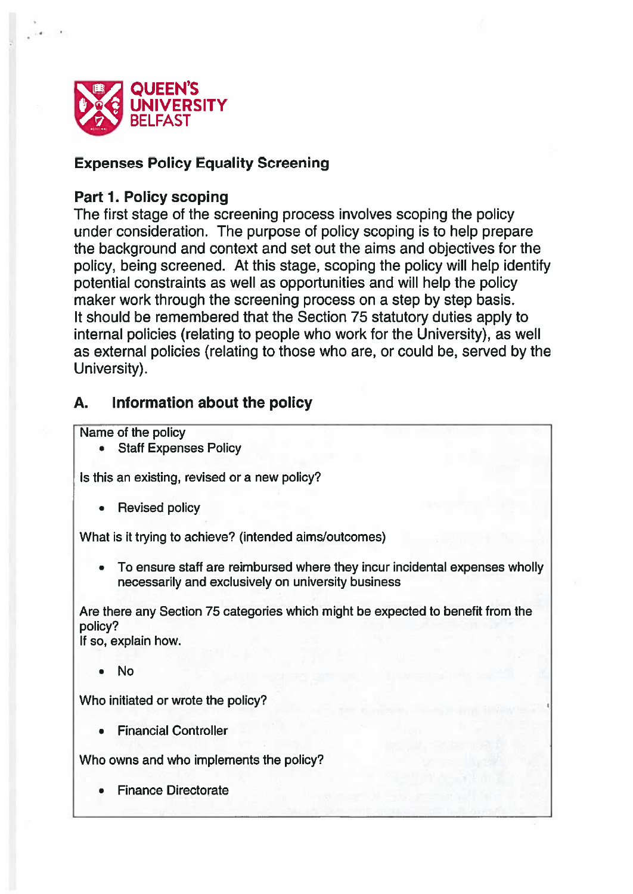QUEEN'S UNIVERSITY BELFAST

## Expenses Policy Equality Screening

### Part 1. Policy scoping

The first stage of the screening process involves scoping the policy under consideration. The purpose of policy scoping is to help prepare the background and context and set out the aims and objectives for the policy, being screened. At this stage, scoping the policy will help identify potential constraints as well as opportunities and will help the policy maker work through the screening process on a step by step basis.
It should be remembered that the Section 75 statutory duties apply to internal policies (relating to people who work for the University), as well as external policies (relating to those who are, or could be, served by the University).

### A. Information about the policy

Name of the policy

- Staff Expenses Policy

Is this an existing, revised or a new policy?

- Revised policy

What is it trying to achieve? (intended aims/outcomes)

- To ensure staff are reimbursed where they incur incidental expenses wholly necessarily and exclusively on university business

Are there any Section 75 categories which might be expected to benefit from the policy?
If so, explain how.

- No

Who initiated or wrote the policy?

- Financial Controller

Who owns and who implements the policy?

- Finance Directorate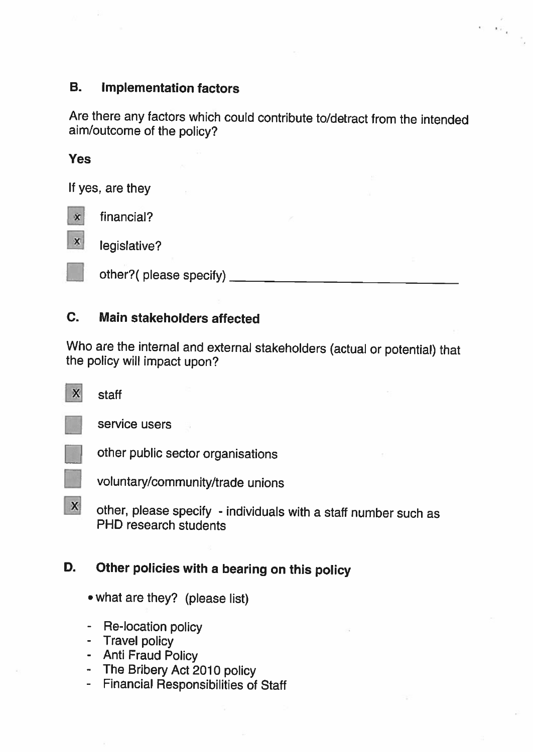## B. Implementation factors

Are there any factors which could contribute to/detract from the intended aim/outcome of the policy?

**Yes**

If yes, are they

- [x] financial?
- [x] legislative?
- [ ] other?( please specify) ______________________________

## C. Main stakeholders affected

Who are the internal and external stakeholders (actual or potential) that the policy will impact upon?

- [x] staff
- [ ] service users
- [ ] other public sector organisations
- [ ] voluntary/community/trade unions
- [x] other, please specify - individuals with a staff number such as PHD research students

## D. Other policies with a bearing on this policy

- what are they? (please list)

- Re-location policy
- Travel policy
- Anti Fraud Policy
- The Bribery Act 2010 policy
- Financial Responsibilities of Staff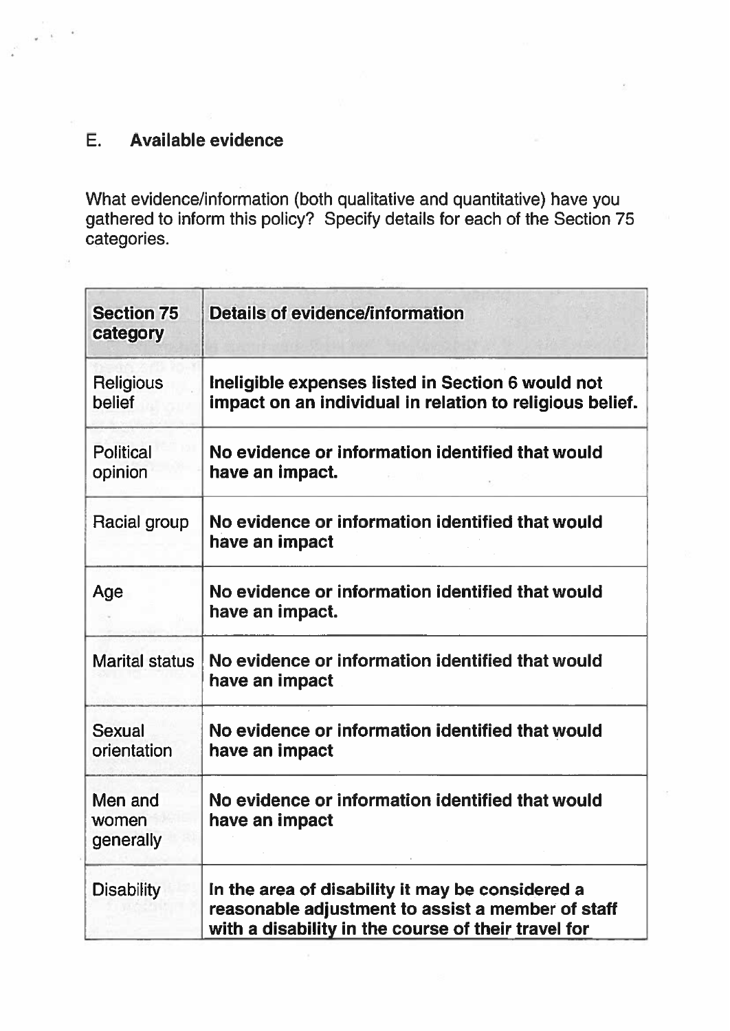## E. Available evidence

What evidence/information (both qualitative and quantitative) have you gathered to inform this policy? Specify details for each of the Section 75 categories.

| Section 75 category | Details of evidence/information |
|---|---|
| Religious belief | **Ineligible expenses listed in Section 6 would not impact on an individual in relation to religious belief.** |
| Political opinion | **No evidence or information identified that would have an impact.** |
| Racial group | **No evidence or information identified that would have an impact** |
| Age | **No evidence or information identified that would have an impact.** |
| Marital status | **No evidence or information identified that would have an impact** |
| Sexual orientation | **No evidence or information identified that would have an impact** |
| Men and women generally | **No evidence or information identified that would have an impact** |
| Disability | **In the area of disability it may be considered a reasonable adjustment to assist a member of staff with a disability in the course of their travel for** |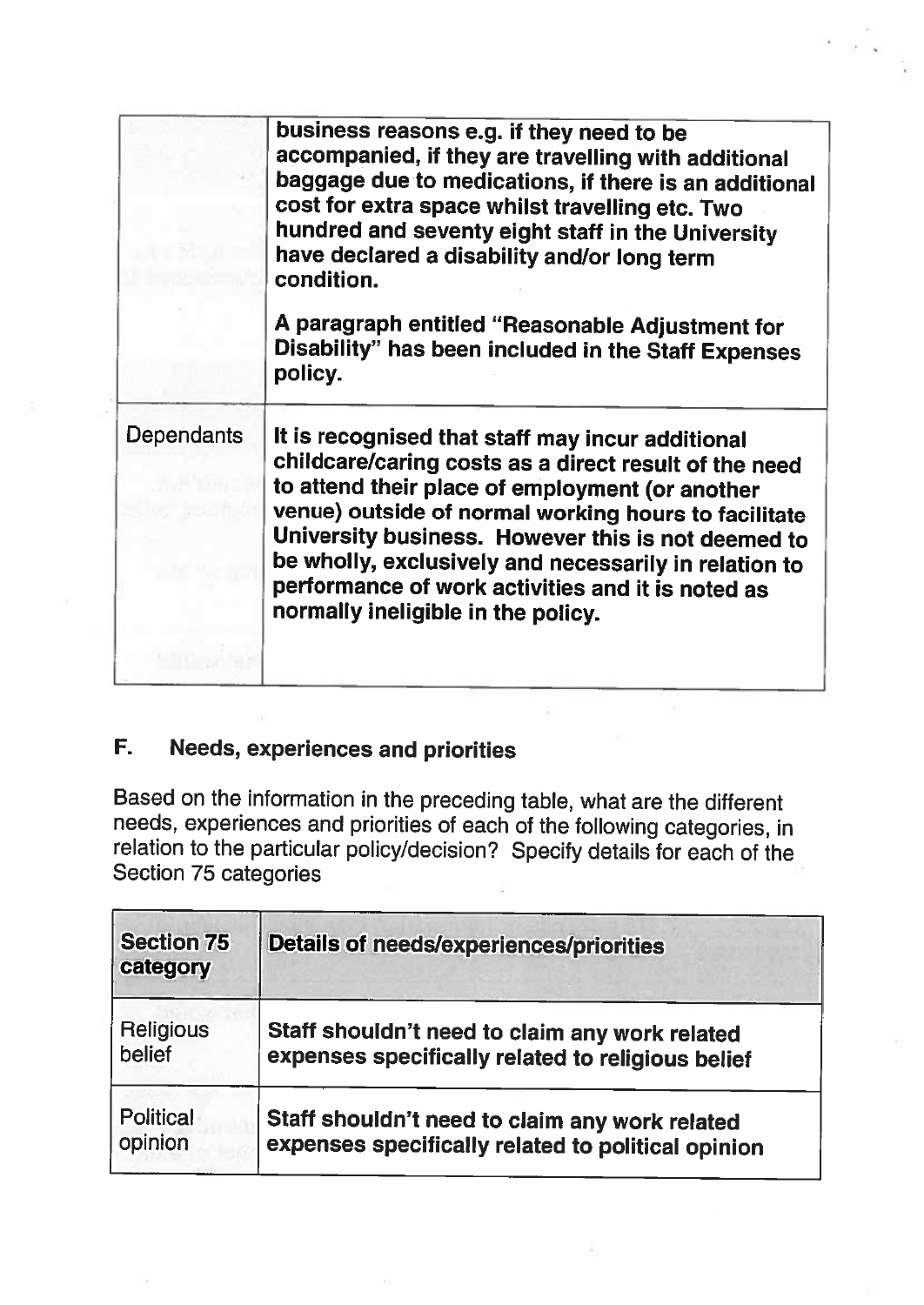| | |
|---|---|
| | **business reasons e.g. if they need to be accompanied, if they are travelling with additional baggage due to medications, if there is an additional cost for extra space whilst travelling etc. Two hundred and seventy eight staff in the University have declared a disability and/or long term condition.**<br><br>**A paragraph entitled "Reasonable Adjustment for Disability" has been included in the Staff Expenses policy.** |
| Dependants | **It is recognised that staff may incur additional childcare/caring costs as a direct result of the need to attend their place of employment (or another venue) outside of normal working hours to facilitate University business. However this is not deemed to be wholly, exclusively and necessarily in relation to performance of work activities and it is noted as normally ineligible in the policy.** |

## F. Needs, experiences and priorities

Based on the information in the preceding table, what are the different needs, experiences and priorities of each of the following categories, in relation to the particular policy/decision? Specify details for each of the Section 75 categories

| Section 75 category | Details of needs/experiences/priorities |
|---|---|
| Religious belief | **Staff shouldn't need to claim any work related expenses specifically related to religious belief** |
| Political opinion | **Staff shouldn't need to claim any work related expenses specifically related to political opinion** |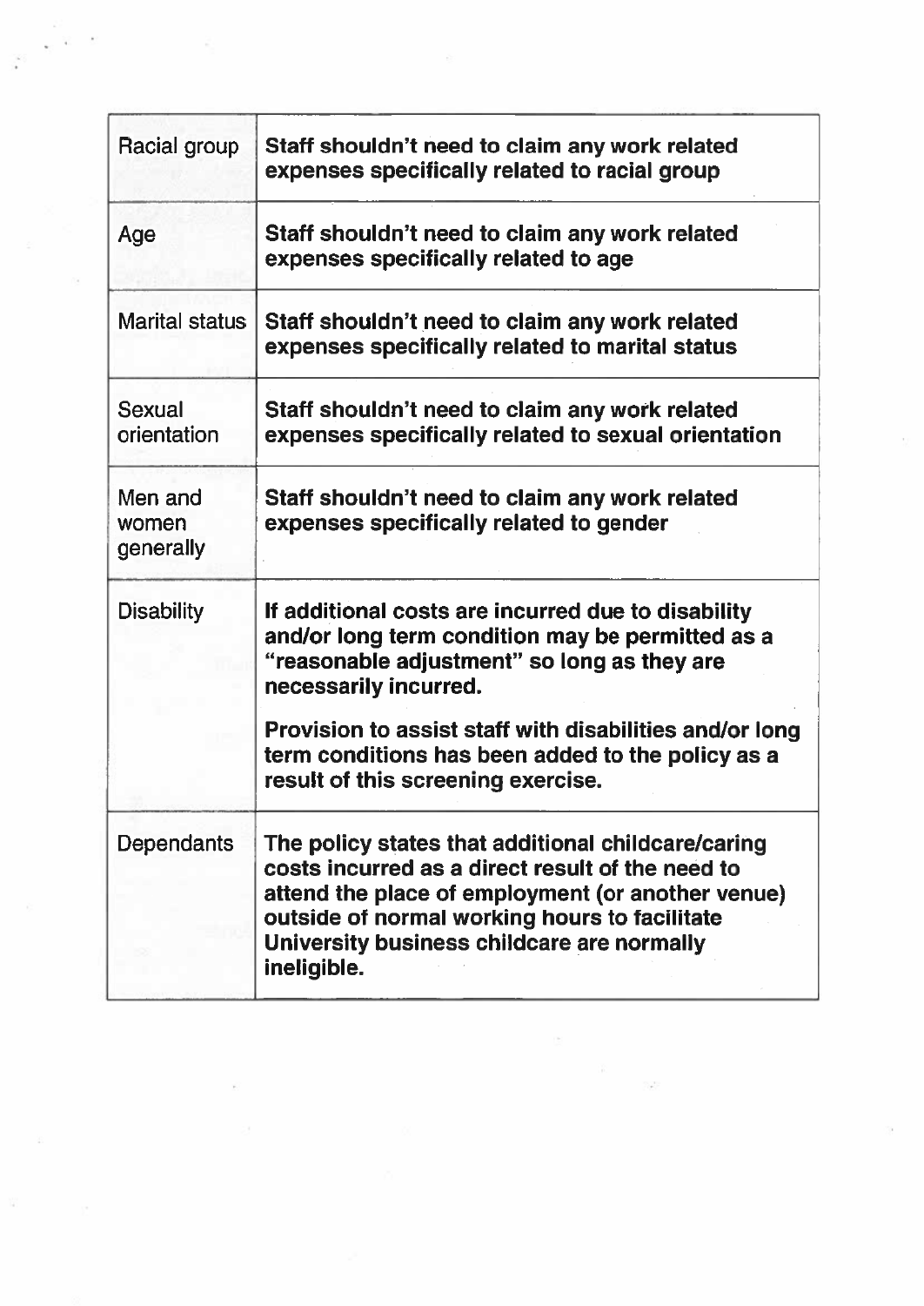| | |
|---|---|
| Racial group | **Staff shouldn't need to claim any work related expenses specifically related to racial group** |
| Age | **Staff shouldn't need to claim any work related expenses specifically related to age** |
| Marital status | **Staff shouldn't need to claim any work related expenses specifically related to marital status** |
| Sexual orientation | **Staff shouldn't need to claim any work related expenses specifically related to sexual orientation** |
| Men and women generally | **Staff shouldn't need to claim any work related expenses specifically related to gender** |
| Disability | **If additional costs are incurred due to disability and/or long term condition may be permitted as a "reasonable adjustment" so long as they are necessarily incurred.** <br><br> **Provision to assist staff with disabilities and/or long term conditions has been added to the policy as a result of this screening exercise.** |
| Dependants | **The policy states that additional childcare/caring costs incurred as a direct result of the need to attend the place of employment (or another venue) outside of normal working hours to facilitate University business childcare are normally ineligible.** |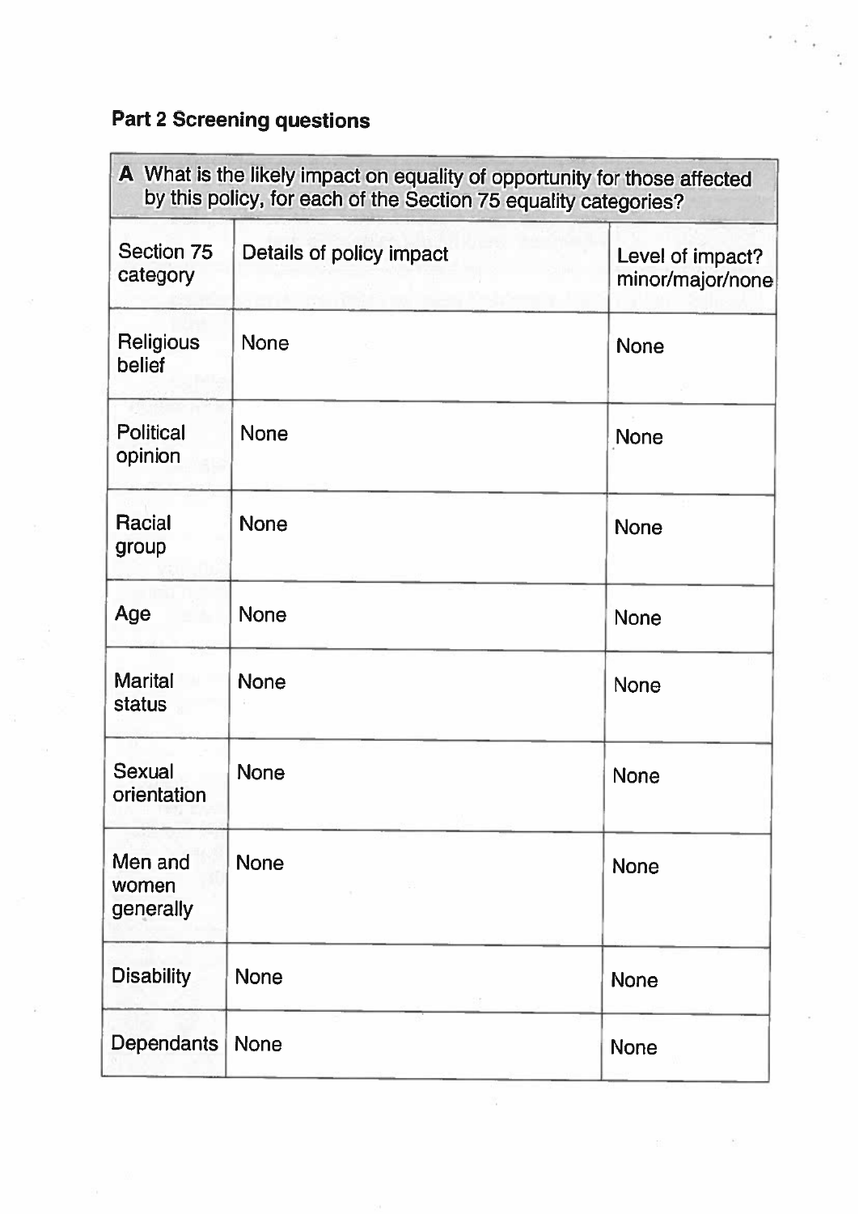## Part 2 Screening questions

| **A** What is the likely impact on equality of opportunity for those affected by this policy, for each of the Section 75 equality categories? | | |
|---|---|---|
| Section 75 category | Details of policy impact | Level of impact? minor/major/none |
| Religious belief | None | None |
| Political opinion | None | None |
| Racial group | None | None |
| Age | None | None |
| Marital status | None | None |
| Sexual orientation | None | None |
| Men and women generally | None | None |
| Disability | None | None |
| Dependants | None | None |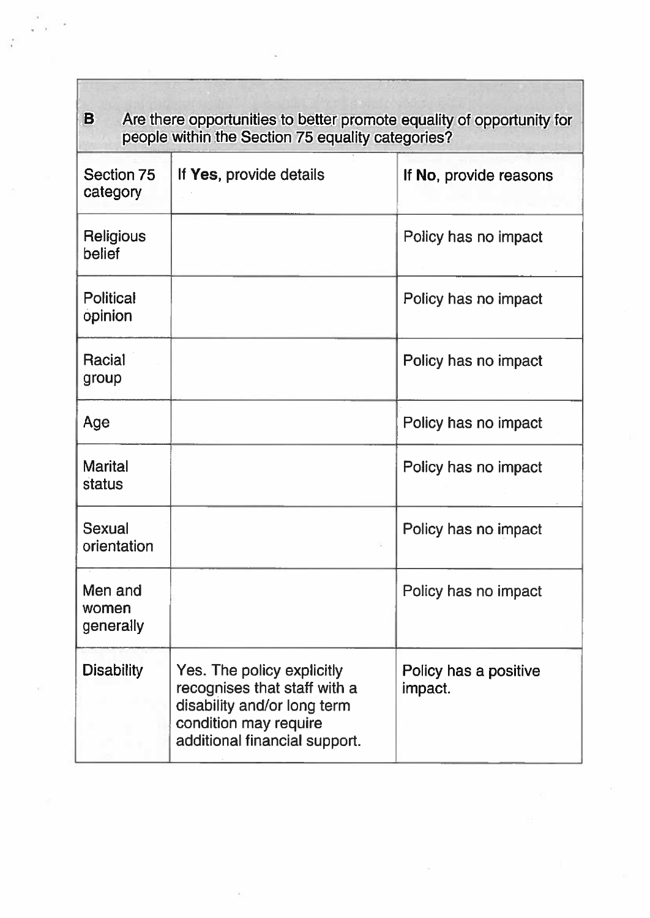| **B** Are there opportunities to better promote equality of opportunity for people within the Section 75 equality categories? | | |
|---|---|---|
| Section 75 category | If **Yes**, provide details | If **No**, provide reasons |
| Religious belief | | Policy has no impact |
| Political opinion | | Policy has no impact |
| Racial group | | Policy has no impact |
| Age | | Policy has no impact |
| Marital status | | Policy has no impact |
| Sexual orientation | | Policy has no impact |
| Men and women generally | | Policy has no impact |
| Disability | Yes. The policy explicitly recognises that staff with a disability and/or long term condition may require additional financial support. | Policy has a positive impact. |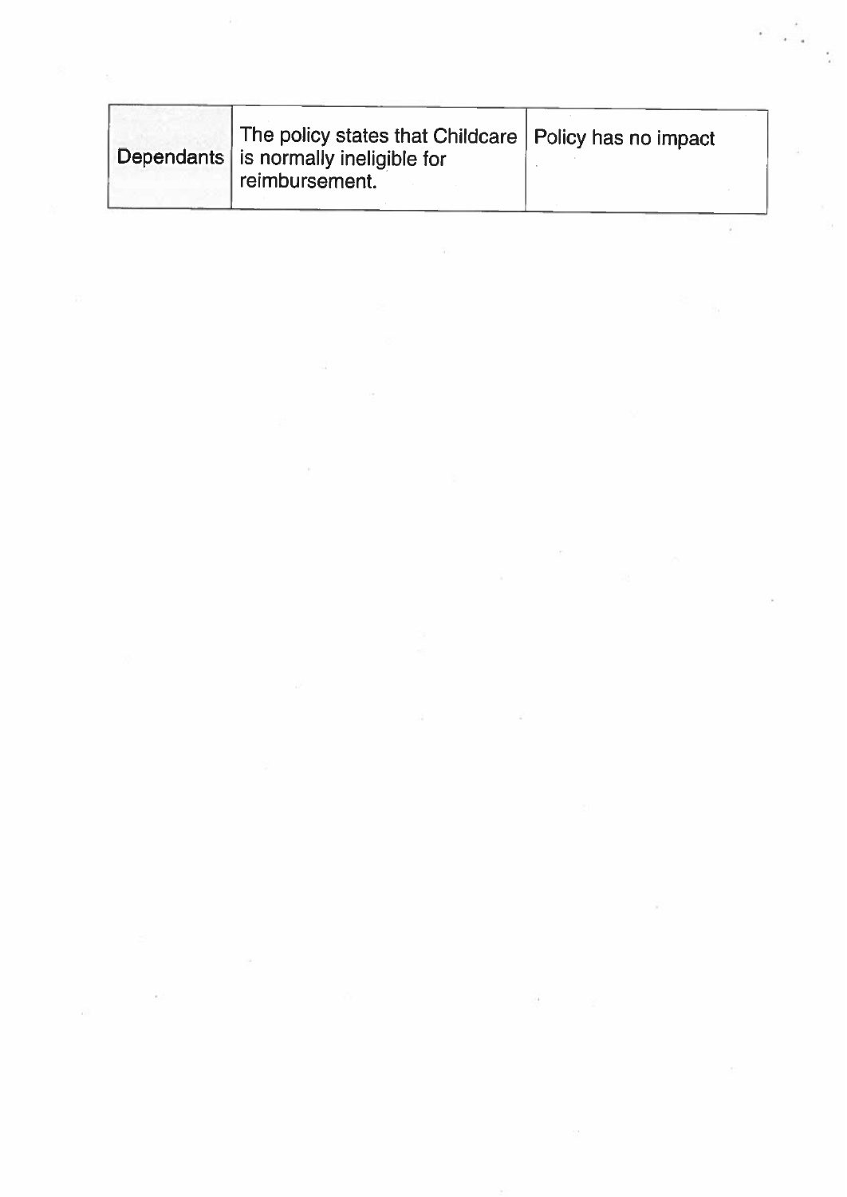| | | |
|---|---|---|
| Dependants | The policy states that Childcare is normally ineligible for reimbursement. | Policy has no impact |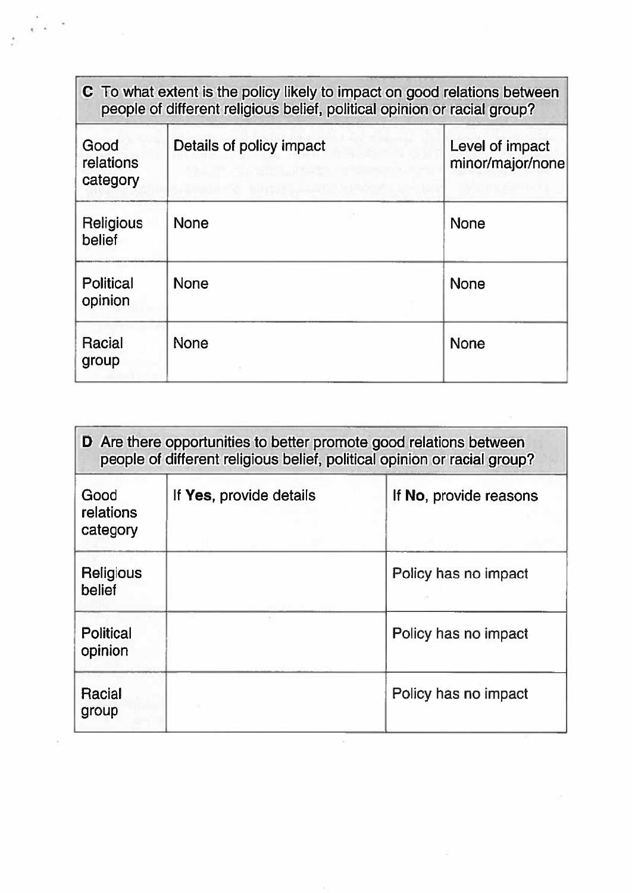| **C** To what extent is the policy likely to impact on good relations between people of different religious belief, political opinion or racial group? | | |
|---|---|---|
| Good relations category | Details of policy impact | Level of impact minor/major/none |
| Religious belief | None | None |
| Political opinion | None | None |
| Racial group | None | None |

| **D** Are there opportunities to better promote good relations between people of different religious belief, political opinion or racial group? | | |
|---|---|---|
| Good relations category | If **Yes**, provide details | If **No**, provide reasons |
| Religious belief | | Policy has no impact |
| Political opinion | | Policy has no impact |
| Racial group | | Policy has no impact |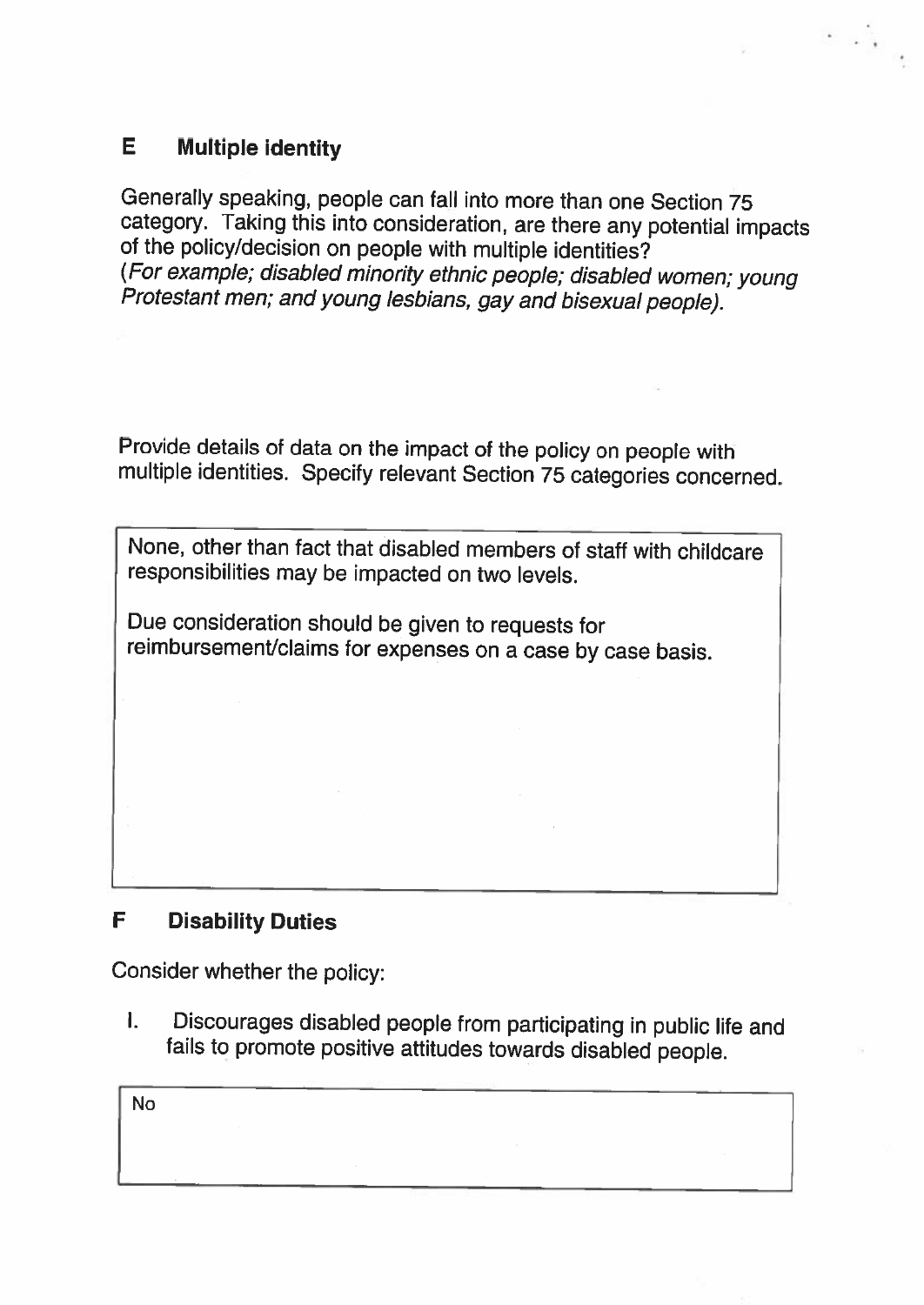## E Multiple identity

Generally speaking, people can fall into more than one Section 75 category. Taking this into consideration, are there any potential impacts of the policy/decision on people with multiple identities?
*(For example; disabled minority ethnic people; disabled women; young Protestant men; and young lesbians, gay and bisexual people).*

Provide details of data on the impact of the policy on people with multiple identities. Specify relevant Section 75 categories concerned.

| |
|---|
| None, other than fact that disabled members of staff with childcare responsibilities may be impacted on two levels.<br><br>Due consideration should be given to requests for reimbursement/claims for expenses on a case by case basis. |

## F Disability Duties

Consider whether the policy:

I. Discourages disabled people from participating in public life and fails to promote positive attitudes towards disabled people.

| |
|---|
| No |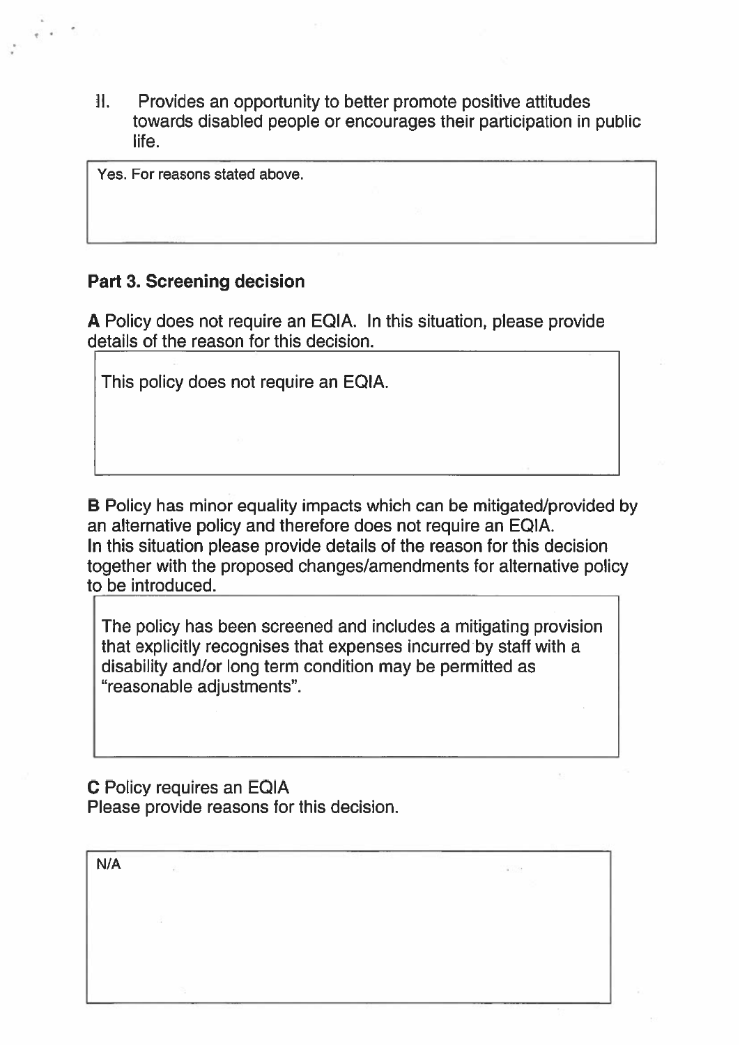II. Provides an opportunity to better promote positive attitudes towards disabled people or encourages their participation in public life.

| |
|---|
| Yes. For reasons stated above. |

## Part 3. Screening decision

**A** Policy does not require an EQIA. In this situation, please provide details of the reason for this decision.

| |
|---|
| This policy does not require an EQIA. |

**B** Policy has minor equality impacts which can be mitigated/provided by an alternative policy and therefore does not require an EQIA. In this situation please provide details of the reason for this decision together with the proposed changes/amendments for alternative policy to be introduced.

| |
|---|
| The policy has been screened and includes a mitigating provision that explicitly recognises that expenses incurred by staff with a disability and/or long term condition may be permitted as "reasonable adjustments". |

**C** Policy requires an EQIA
Please provide reasons for this decision.

| |
|---|
| N/A |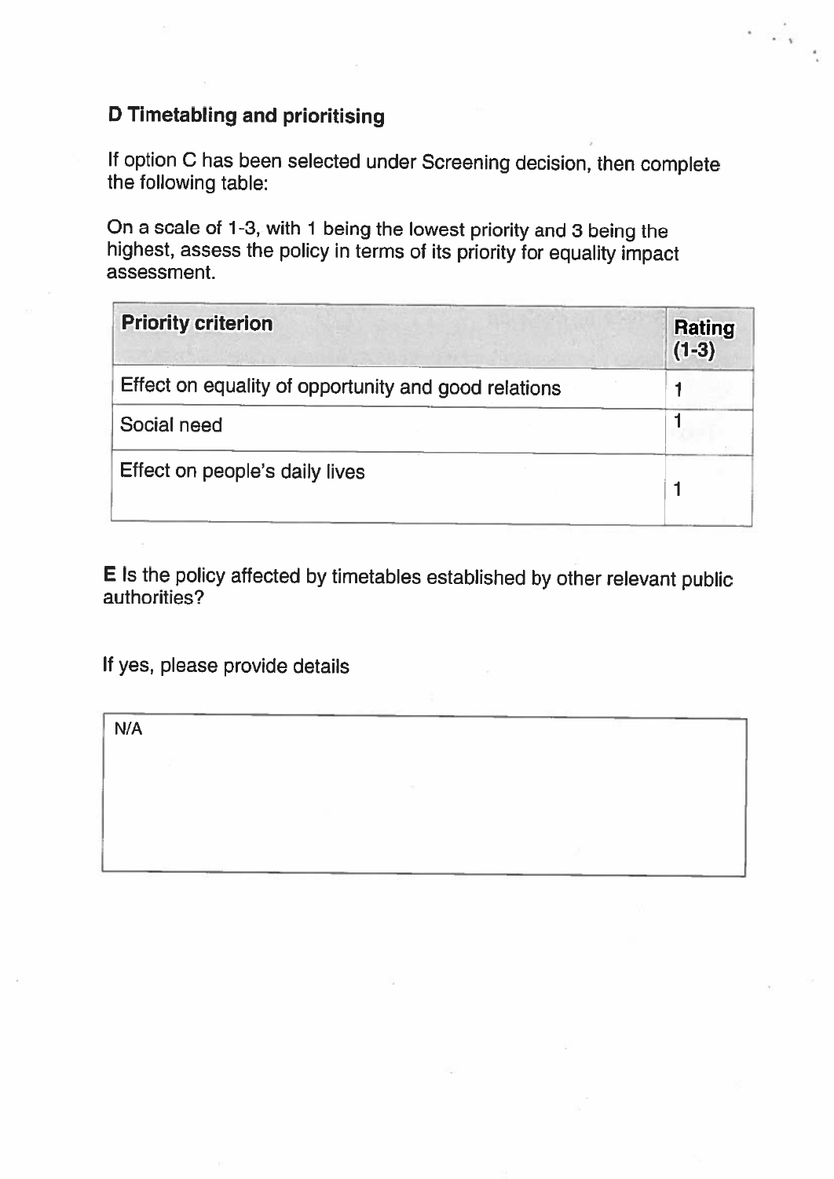### D Timetabling and prioritising

If option C has been selected under Screening decision, then complete the following table:

On a scale of 1-3, with 1 being the lowest priority and 3 being the highest, assess the policy in terms of its priority for equality impact assessment.

| Priority criterion | Rating (1-3) |
|---|---|
| Effect on equality of opportunity and good relations | 1 |
| Social need | 1 |
| Effect on people's daily lives | 1 |

**E** Is the policy affected by timetables established by other relevant public authorities?

If yes, please provide details

N/A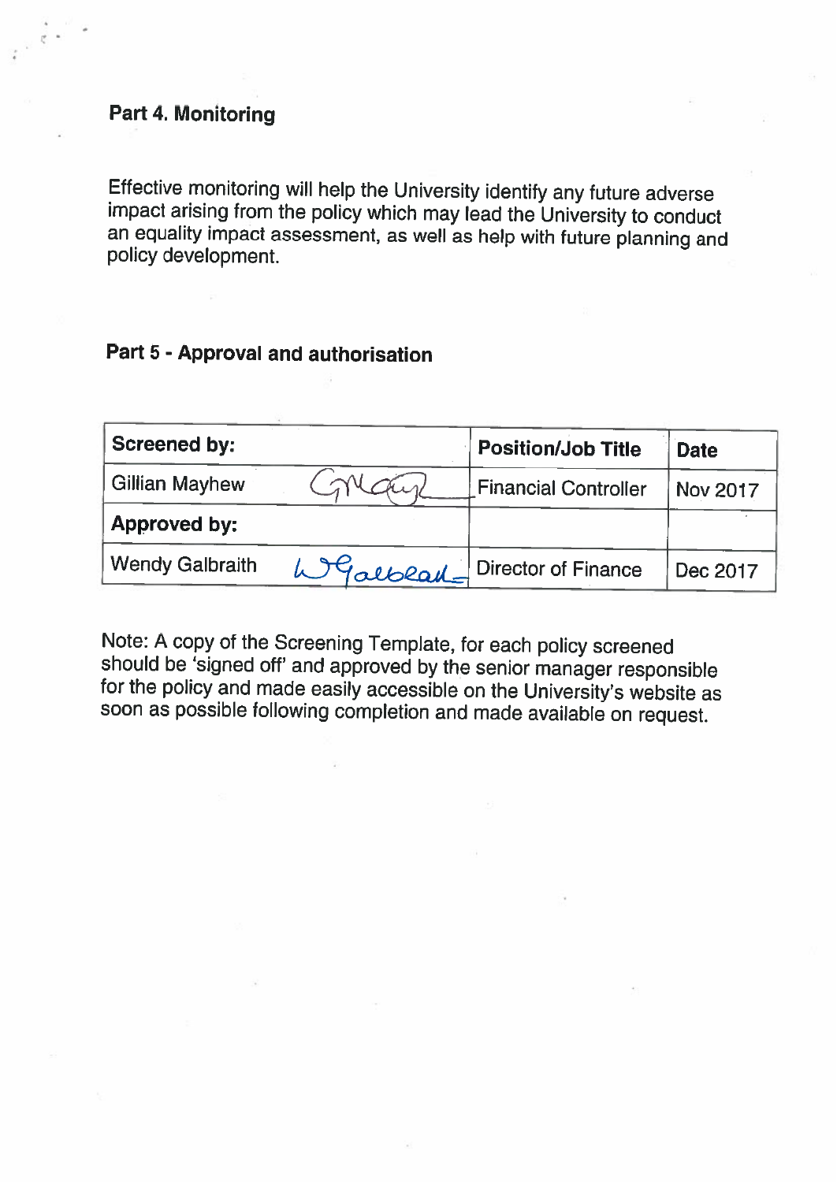## Part 4. Monitoring

Effective monitoring will help the University identify any future adverse impact arising from the policy which may lead the University to conduct an equality impact assessment, as well as help with future planning and policy development.

## Part 5 - Approval and authorisation

| **Screened by:** | **Position/Job Title** | **Date** |
|---|---|---|
| Gillian Mayhew | Financial Controller | Nov 2017 |
| **Approved by:** | | |
| Wendy Galbraith | Director of Finance | Dec 2017 |

Note: A copy of the Screening Template, for each policy screened should be 'signed off' and approved by the senior manager responsible for the policy and made easily accessible on the University's website as soon as possible following completion and made available on request.